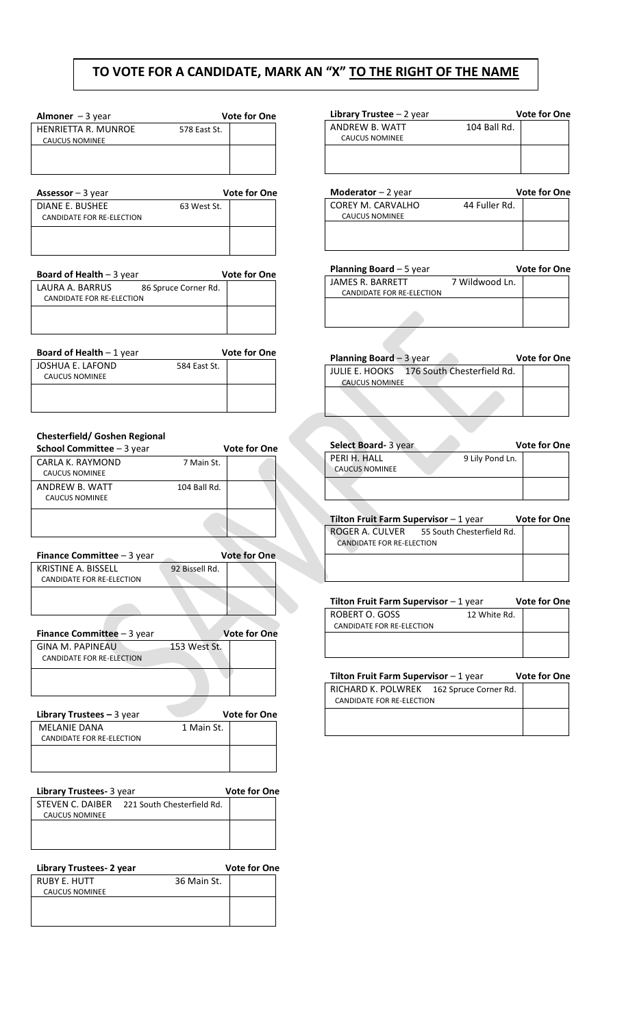# TO VOTE FOR A CANDIDATE, MARK AN "X" TO THE RIGHT OF THE NAME

**Almoner** – 3 year — **Vote for One**

| Candidate | Address | |
|---|---|---|
| HENRIETTA R. MUNROE<br>CAUCUS NOMINEE | 578 East St. | |
| | | |

**Assessor** – 3 year — **Vote for One**

| Candidate | Address | |
|---|---|---|
| DIANE E. BUSHEE<br>CANDIDATE FOR RE-ELECTION | 63 West St. | |
| | | |

**Board of Health** – 3 year — **Vote for One**

| Candidate | Address | |
|---|---|---|
| LAURA A. BARRUS<br>CANDIDATE FOR RE-ELECTION | 86 Spruce Corner Rd. | |
| | | |

**Board of Health** – 1 year — **Vote for One**

| Candidate | Address | |
|---|---|---|
| JOSHUA E. LAFOND<br>CAUCUS NOMINEE | 584 East St. | |
| | | |

**Chesterfield/ Goshen Regional School Committee** – 3 year — **Vote for One**

| Candidate | Address | |
|---|---|---|
| CARLA K. RAYMOND<br>CAUCUS NOMINEE | 7 Main St. | |
| ANDREW B. WATT<br>CAUCUS NOMINEE | 104 Ball Rd. | |
| | | |

**Finance Committee** – 3 year — **Vote for One**

| Candidate | Address | |
|---|---|---|
| KRISTINE A. BISSELL<br>CANDIDATE FOR RE-ELECTION | 92 Bissell Rd. | |
| | | |

**Finance Committee** – 3 year — **Vote for One**

| Candidate | Address | |
|---|---|---|
| GINA M. PAPINEAU<br>CANDIDATE FOR RE-ELECTION | 153 West St. | |
| | | |

**Library Trustees** – 3 year — **Vote for One**

| Candidate | Address | |
|---|---|---|
| MELANIE DANA<br>CANDIDATE FOR RE-ELECTION | 1 Main St. | |
| | | |

**Library Trustees**- 3 year — **Vote for One**

| Candidate | Address | |
|---|---|---|
| STEVEN C. DAIBER<br>CAUCUS NOMINEE | 221 South Chesterfield Rd. | |
| | | |

**Library Trustees- 2 year** — **Vote for One**

| Candidate | Address | |
|---|---|---|
| RUBY E. HUTT<br>CAUCUS NOMINEE | 36 Main St. | |
| | | |

**Library Trustee** – 2 year — **Vote for One**

| Candidate | Address | |
|---|---|---|
| ANDREW B. WATT<br>CAUCUS NOMINEE | 104 Ball Rd. | |
| | | |

**Moderator** – 2 year — **Vote for One**

| Candidate | Address | |
|---|---|---|
| COREY M. CARVALHO<br>CAUCUS NOMINEE | 44 Fuller Rd. | |
| | | |

**Planning Board** – 5 year — **Vote for One**

| Candidate | Address | |
|---|---|---|
| JAMES R. BARRETT<br>CANDIDATE FOR RE-ELECTION | 7 Wildwood Ln. | |
| | | |

**Planning Board** – 3 year — **Vote for One**

| Candidate | Address | |
|---|---|---|
| JULIE E. HOOKS<br>CAUCUS NOMINEE | 176 South Chesterfield Rd. | |
| | | |

**Select Board**- 3 year — **Vote for One**

| Candidate | Address | |
|---|---|---|
| PERI H. HALL<br>CAUCUS NOMINEE | 9 Lily Pond Ln. | |
| | | |

**Tilton Fruit Farm Supervisor** – 1 year — **Vote for One**

| Candidate | Address | |
|---|---|---|
| ROGER A. CULVER<br>CANDIDATE FOR RE-ELECTION | 55 South Chesterfield Rd. | |
| | | |

**Tilton Fruit Farm Supervisor** – 1 year — **Vote for One**

| Candidate | Address | |
|---|---|---|
| ROBERT O. GOSS<br>CANDIDATE FOR RE-ELECTION | 12 White Rd. | |
| | | |

**Tilton Fruit Farm Supervisor** – 1 year — **Vote for One**

| Candidate | Address | |
|---|---|---|
| RICHARD K. POLWREK<br>CANDIDATE FOR RE-ELECTION | 162 Spruce Corner Rd. | |
| | | |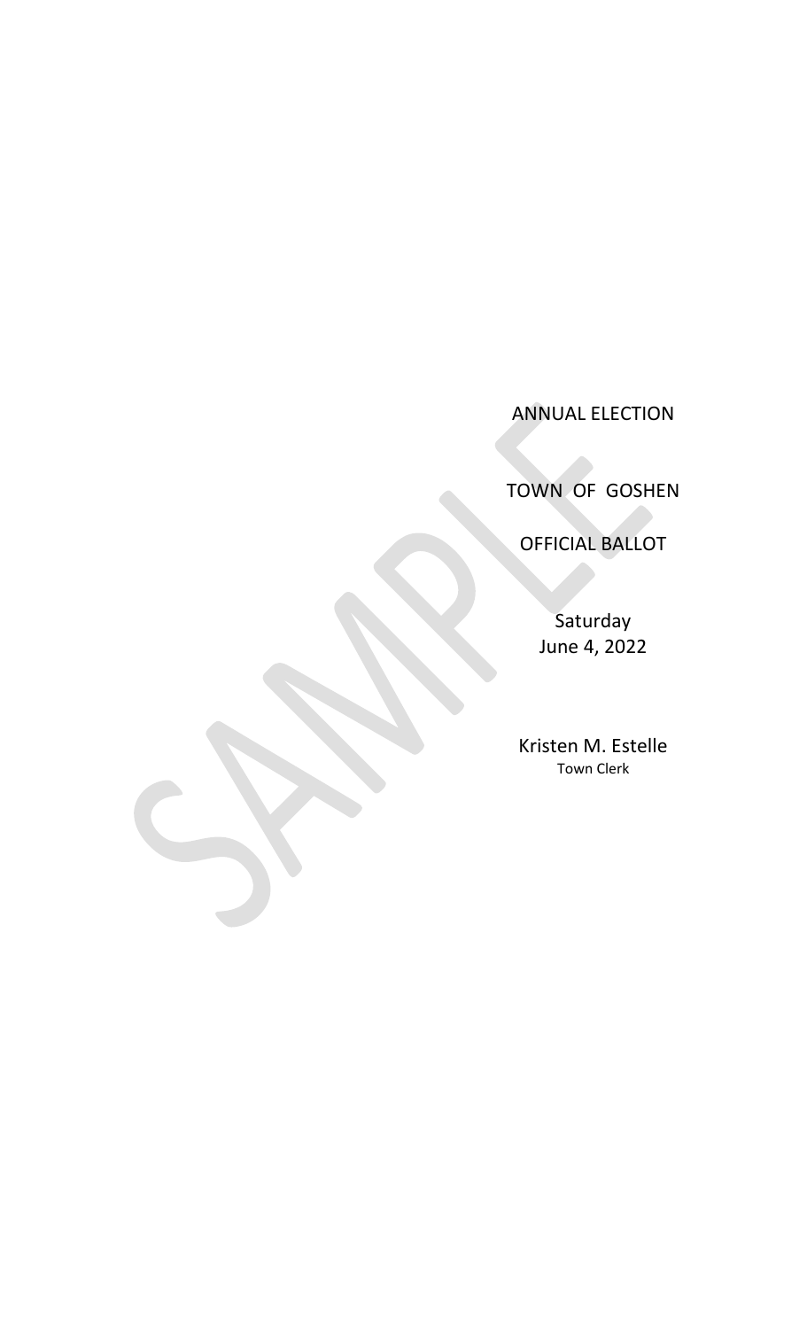ANNUAL ELECTION

TOWN OF GOSHEN

OFFICIAL BALLOT

Saturday
June 4, 2022

Kristen M. Estelle
Town Clerk